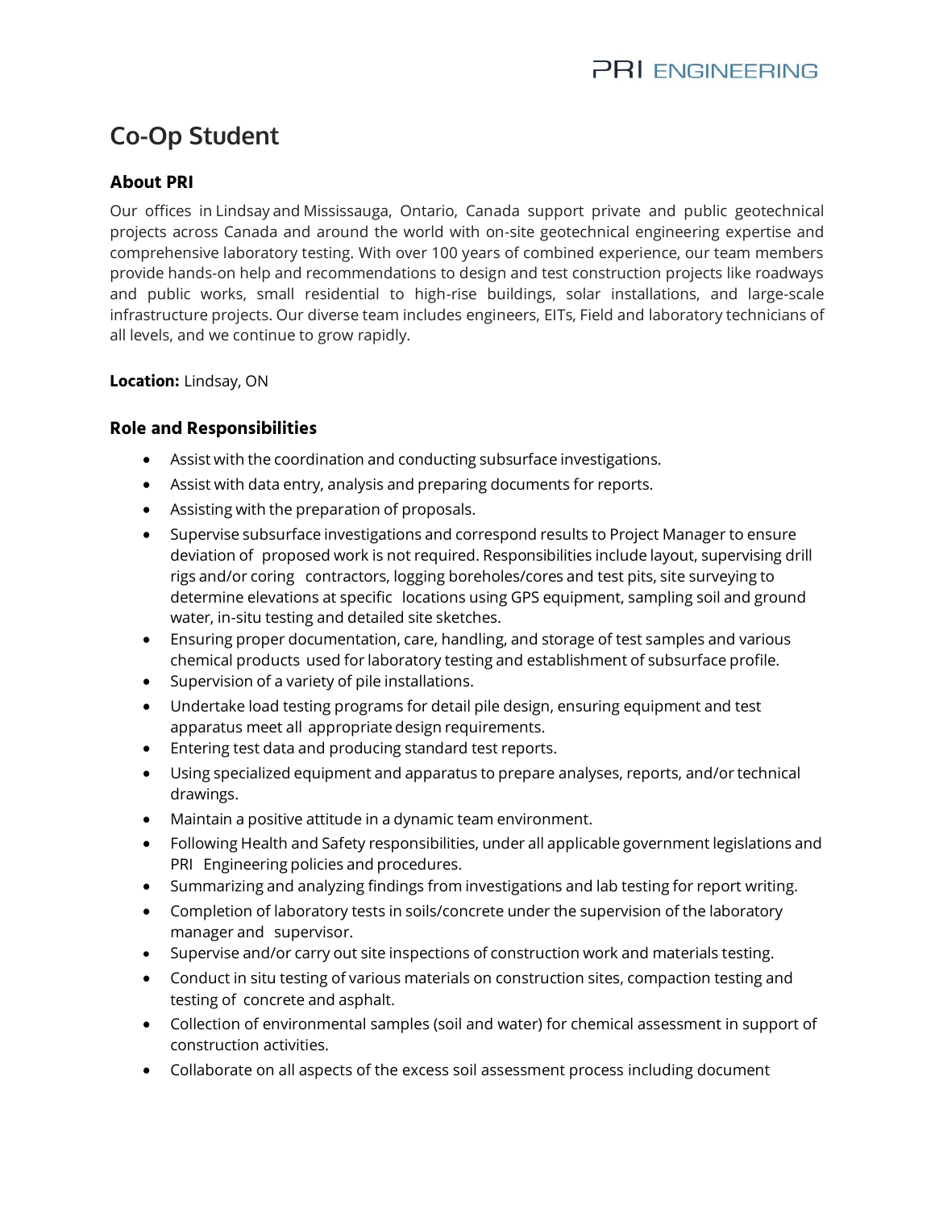# Co-Op Student

## About PRI

Our offices in Lindsay and Mississauga, Ontario, Canada support private and public geotechnical projects across Canada and around the world with on-site geotechnical engineering expertise and comprehensive laboratory testing. With over 100 years of combined experience, our team members provide hands-on help and recommendations to design and test construction projects like roadways and public works, small residential to high-rise buildings, solar installations, and large-scale infrastructure projects. Our diverse team includes engineers, EITs, Field and laboratory technicians of all levels, and we continue to grow rapidly.

**Location:** Lindsay, ON

## Role and Responsibilities

- Assist with the coordination and conducting subsurface investigations.
- Assist with data entry, analysis and preparing documents for reports.
- Assisting with the preparation of proposals.
- Supervise subsurface investigations and correspond results to Project Manager to ensure deviation of proposed work is not required. Responsibilities include layout, supervising drill rigs and/or coring contractors, logging boreholes/cores and test pits, site surveying to determine elevations at specific locations using GPS equipment, sampling soil and ground water, in-situ testing and detailed site sketches.
- Ensuring proper documentation, care, handling, and storage of test samples and various chemical products used for laboratory testing and establishment of subsurface profile.
- Supervision of a variety of pile installations.
- Undertake load testing programs for detail pile design, ensuring equipment and test apparatus meet all appropriate design requirements.
- Entering test data and producing standard test reports.
- Using specialized equipment and apparatus to prepare analyses, reports, and/or technical drawings.
- Maintain a positive attitude in a dynamic team environment.
- Following Health and Safety responsibilities, under all applicable government legislations and PRI Engineering policies and procedures.
- Summarizing and analyzing findings from investigations and lab testing for report writing.
- Completion of laboratory tests in soils/concrete under the supervision of the laboratory manager and supervisor.
- Supervise and/or carry out site inspections of construction work and materials testing.
- Conduct in situ testing of various materials on construction sites, compaction testing and testing of concrete and asphalt.
- Collection of environmental samples (soil and water) for chemical assessment in support of construction activities.
- Collaborate on all aspects of the excess soil assessment process including document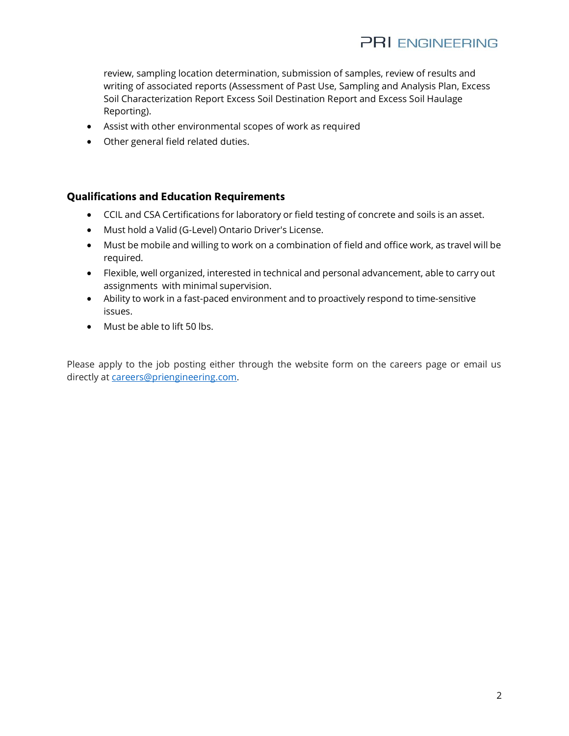review, sampling location determination, submission of samples, review of results and writing of associated reports (Assessment of Past Use, Sampling and Analysis Plan, Excess Soil Characterization Report Excess Soil Destination Report and Excess Soil Haulage Reporting).

- Assist with other environmental scopes of work as required
- Other general field related duties.

### Qualifications and Education Requirements

- CCIL and CSA Certifications for laboratory or field testing of concrete and soils is an asset.
- Must hold a Valid (G-Level) Ontario Driver's License.
- Must be mobile and willing to work on a combination of field and office work, as travel will be required.
- Flexible, well organized, interested in technical and personal advancement, able to carry out assignments with minimal supervision.
- Ability to work in a fast-paced environment and to proactively respond to time-sensitive issues.
- Must be able to lift 50 lbs.

Please apply to the job posting either through the website form on the careers page or email us directly at careers@priengineering.com.